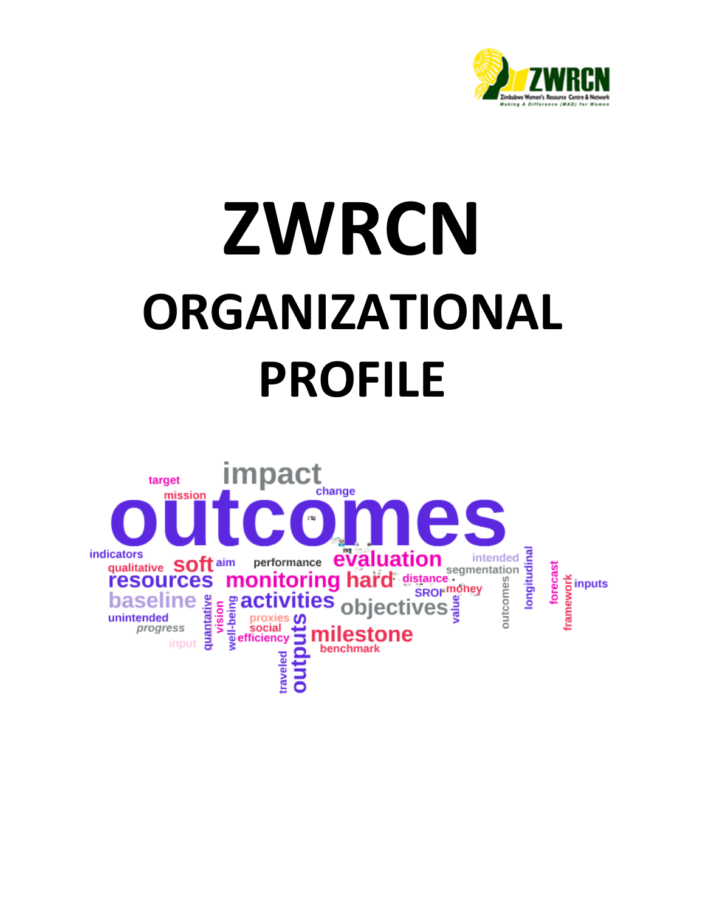# ZWRCN

# ORGANIZATIONAL PROFILE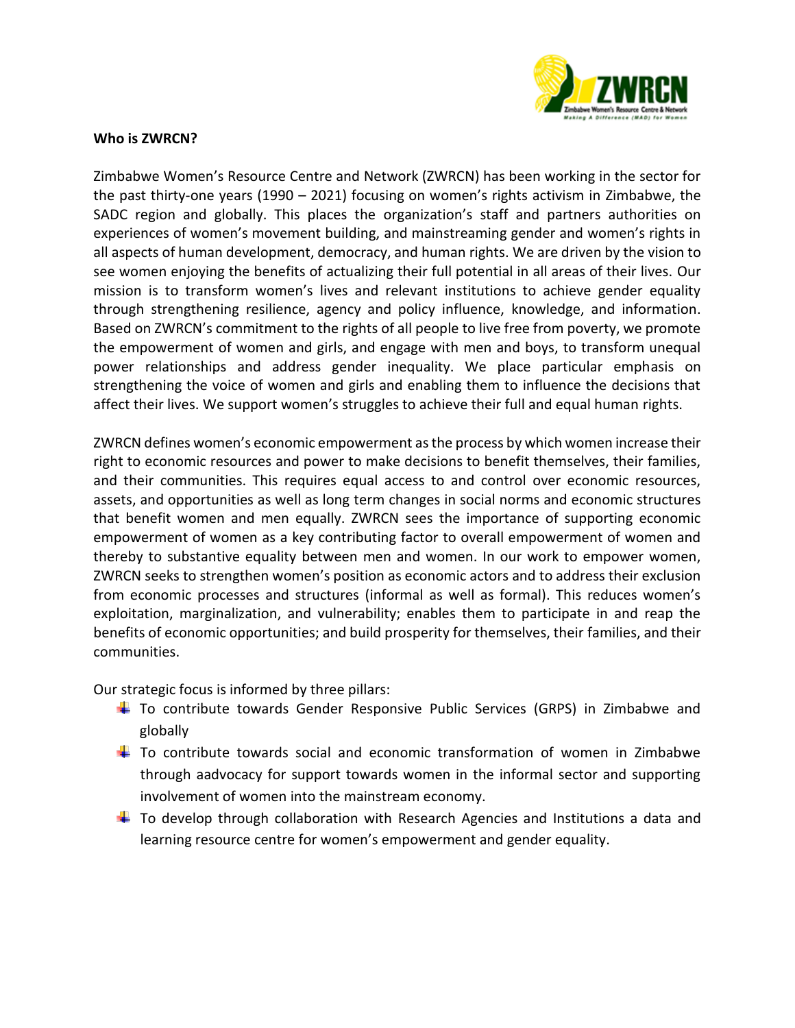**Who is ZWRCN?**

Zimbabwe Women's Resource Centre and Network (ZWRCN) has been working in the sector for the past thirty-one years (1990 – 2021) focusing on women's rights activism in Zimbabwe, the SADC region and globally. This places the organization's staff and partners authorities on experiences of women's movement building, and mainstreaming gender and women's rights in all aspects of human development, democracy, and human rights. We are driven by the vision to see women enjoying the benefits of actualizing their full potential in all areas of their lives. Our mission is to transform women's lives and relevant institutions to achieve gender equality through strengthening resilience, agency and policy influence, knowledge, and information. Based on ZWRCN's commitment to the rights of all people to live free from poverty, we promote the empowerment of women and girls, and engage with men and boys, to transform unequal power relationships and address gender inequality. We place particular emphasis on strengthening the voice of women and girls and enabling them to influence the decisions that affect their lives. We support women's struggles to achieve their full and equal human rights.

ZWRCN defines women's economic empowerment as the process by which women increase their right to economic resources and power to make decisions to benefit themselves, their families, and their communities. This requires equal access to and control over economic resources, assets, and opportunities as well as long term changes in social norms and economic structures that benefit women and men equally. ZWRCN sees the importance of supporting economic empowerment of women as a key contributing factor to overall empowerment of women and thereby to substantive equality between men and women. In our work to empower women, ZWRCN seeks to strengthen women's position as economic actors and to address their exclusion from economic processes and structures (informal as well as formal). This reduces women's exploitation, marginalization, and vulnerability; enables them to participate in and reap the benefits of economic opportunities; and build prosperity for themselves, their families, and their communities.

Our strategic focus is informed by three pillars:

- To contribute towards Gender Responsive Public Services (GRPS) in Zimbabwe and globally
- To contribute towards social and economic transformation of women in Zimbabwe through aadvocacy for support towards women in the informal sector and supporting involvement of women into the mainstream economy.
- To develop through collaboration with Research Agencies and Institutions a data and learning resource centre for women's empowerment and gender equality.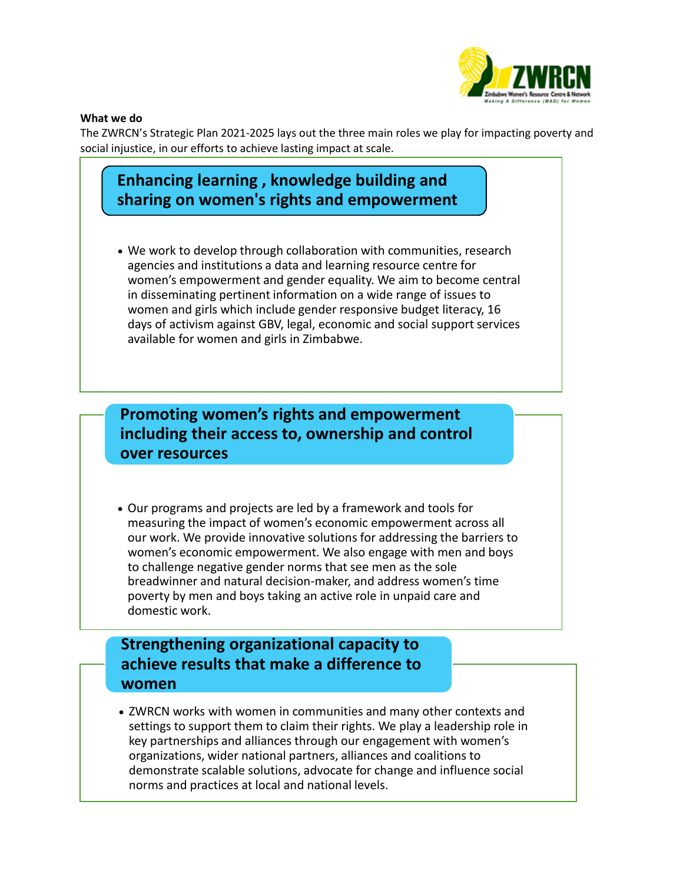**What we do**

The ZWRCN's Strategic Plan 2021-2025 lays out the three main roles we play for impacting poverty and social injustice, in our efforts to achieve lasting impact at scale.

## Enhancing learning , knowledge building and sharing on women's rights and empowerment

- We work to develop through collaboration with communities, research agencies and institutions a data and learning resource centre for women's empowerment and gender equality. We aim to become central in disseminating pertinent information on a wide range of issues to women and girls which include gender responsive budget literacy, 16 days of activism against GBV, legal, economic and social support services available for women and girls in Zimbabwe.

## Promoting women's rights and empowerment including their access to, ownership and control over resources

- Our programs and projects are led by a framework and tools for measuring the impact of women's economic empowerment across all our work. We provide innovative solutions for addressing the barriers to women's economic empowerment. We also engage with men and boys to challenge negative gender norms that see men as the sole breadwinner and natural decision-maker, and address women's time poverty by men and boys taking an active role in unpaid care and domestic work.

## Strengthening organizational capacity to achieve results that make a difference to women

- ZWRCN works with women in communities and many other contexts and settings to support them to claim their rights. We play a leadership role in key partnerships and alliances through our engagement with women's organizations, wider national partners, alliances and coalitions to demonstrate scalable solutions, advocate for change and influence social norms and practices at local and national levels.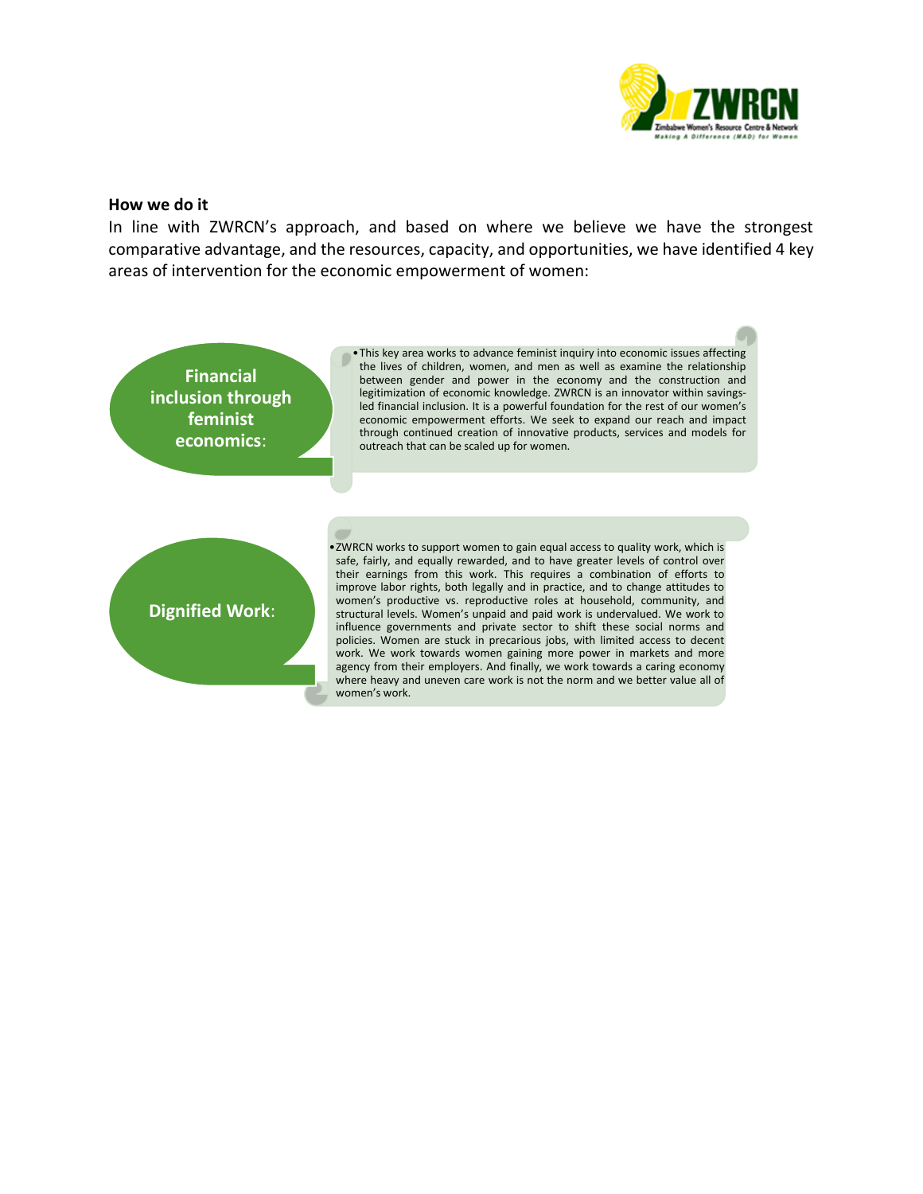**How we do it**

In line with ZWRCN's approach, and based on where we believe we have the strongest comparative advantage, and the resources, capacity, and opportunities, we have identified 4 key areas of intervention for the economic empowerment of women:

**Financial inclusion through feminist economics**:

- This key area works to advance feminist inquiry into economic issues affecting the lives of children, women, and men as well as examine the relationship between gender and power in the economy and the construction and legitimization of economic knowledge. ZWRCN is an innovator within savings-led financial inclusion. It is a powerful foundation for the rest of our women's economic empowerment efforts. We seek to expand our reach and impact through continued creation of innovative products, services and models for outreach that can be scaled up for women.

**Dignified Work**:

- ZWRCN works to support women to gain equal access to quality work, which is safe, fairly, and equally rewarded, and to have greater levels of control over their earnings from this work. This requires a combination of efforts to improve labor rights, both legally and in practice, and to change attitudes to women's productive vs. reproductive roles at household, community, and structural levels. Women's unpaid and paid work is undervalued. We work to influence governments and private sector to shift these social norms and policies. Women are stuck in precarious jobs, with limited access to decent work. We work towards women gaining more power in markets and more agency from their employers. And finally, we work towards a caring economy where heavy and uneven care work is not the norm and we better value all of women's work.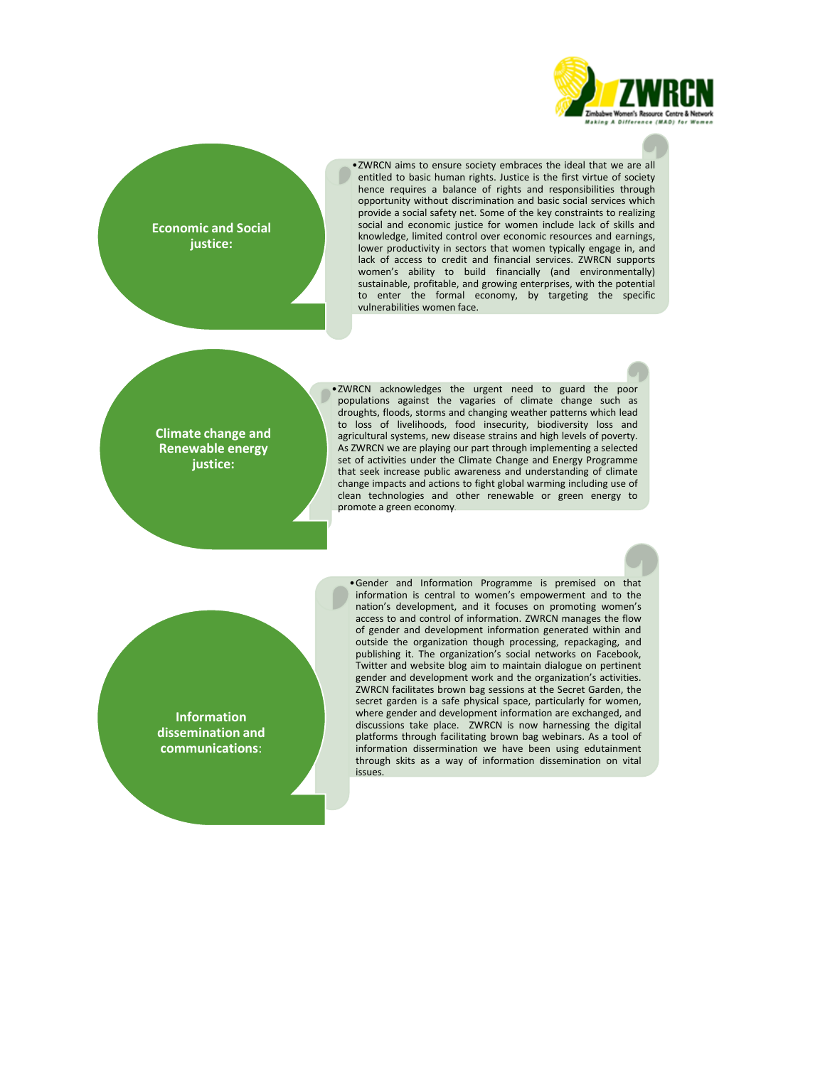**Economic and Social justice:**

- ZWRCN aims to ensure society embraces the ideal that we are all entitled to basic human rights. Justice is the first virtue of society hence requires a balance of rights and responsibilities through opportunity without discrimination and basic social services which provide a social safety net. Some of the key constraints to realizing social and economic justice for women include lack of skills and knowledge, limited control over economic resources and earnings, lower productivity in sectors that women typically engage in, and lack of access to credit and financial services. ZWRCN supports women's ability to build financially (and environmentally) sustainable, profitable, and growing enterprises, with the potential to enter the formal economy, by targeting the specific vulnerabilities women face.

**Climate change and Renewable energy justice:**

- ZWRCN acknowledges the urgent need to guard the poor populations against the vagaries of climate change such as droughts, floods, storms and changing weather patterns which lead to loss of livelihoods, food insecurity, biodiversity loss and agricultural systems, new disease strains and high levels of poverty. As ZWRCN we are playing our part through implementing a selected set of activities under the Climate Change and Energy Programme that seek increase public awareness and understanding of climate change impacts and actions to fight global warming including use of clean technologies and other renewable or green energy to promote a green economy.

**Information dissemination and communications:**

- Gender and Information Programme is premised on that information is central to women's empowerment and to the nation's development, and it focuses on promoting women's access to and control of information. ZWRCN manages the flow of gender and development information generated within and outside the organization though processing, repackaging, and publishing it. The organization's social networks on Facebook, Twitter and website blog aim to maintain dialogue on pertinent gender and development work and the organization's activities. ZWRCN facilitates brown bag sessions at the Secret Garden, the secret garden is a safe physical space, particularly for women, where gender and development information are exchanged, and discussions take place. ZWRCN is now harnessing the digital platforms through facilitating brown bag webinars. As a tool of information dissemination we have been using edutainment through skits as a way of information dissemination on vital issues.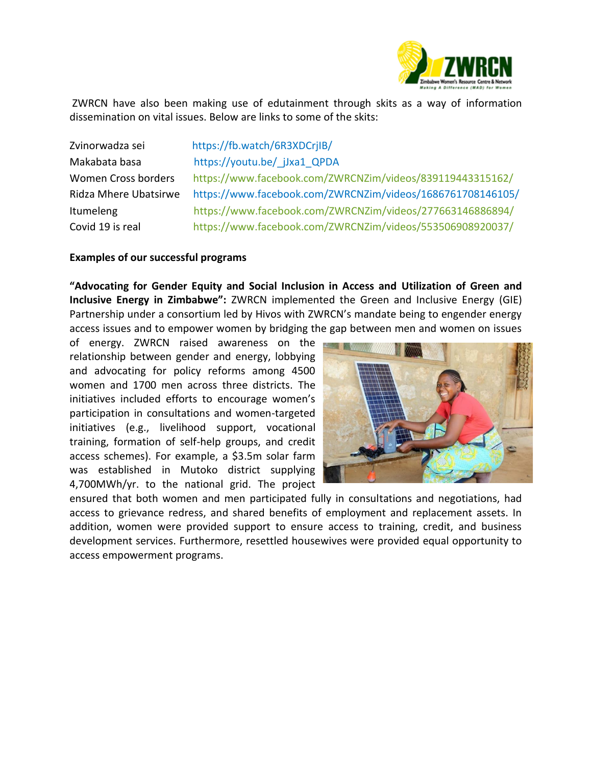ZWRCN have also been making use of edutainment through skits as a way of information dissemination on vital issues. Below are links to some of the skits:

| | |
|---|---|
| Zvinorwadza sei | https://fb.watch/6R3XDCrjIB/ |
| Makabata basa | https://youtu.be/_jJxa1_QPDA |
| Women Cross borders | https://www.facebook.com/ZWRCNZim/videos/839119443315162/ |
| Ridza Mhere Ubatsirwe | https://www.facebook.com/ZWRCNZim/videos/1686761708146105/ |
| Itumeleng | https://www.facebook.com/ZWRCNZim/videos/277663146886894/ |
| Covid 19 is real | https://www.facebook.com/ZWRCNZim/videos/553506908920037/ |

**Examples of our successful programs**

**"Advocating for Gender Equity and Social Inclusion in Access and Utilization of Green and Inclusive Energy in Zimbabwe":** ZWRCN implemented the Green and Inclusive Energy (GIE) Partnership under a consortium led by Hivos with ZWRCN's mandate being to engender energy access issues and to empower women by bridging the gap between men and women on issues of energy. ZWRCN raised awareness on the relationship between gender and energy, lobbying and advocating for policy reforms among 4500 women and 1700 men across three districts. The initiatives included efforts to encourage women's participation in consultations and women-targeted initiatives (e.g., livelihood support, vocational training, formation of self-help groups, and credit access schemes). For example, a $3.5m solar farm was established in Mutoko district supplying 4,700MWh/yr. to the national grid. The project ensured that both women and men participated fully in consultations and negotiations, had access to grievance redress, and shared benefits of employment and replacement assets. In addition, women were provided support to ensure access to training, credit, and business development services. Furthermore, resettled housewives were provided equal opportunity to access empowerment programs.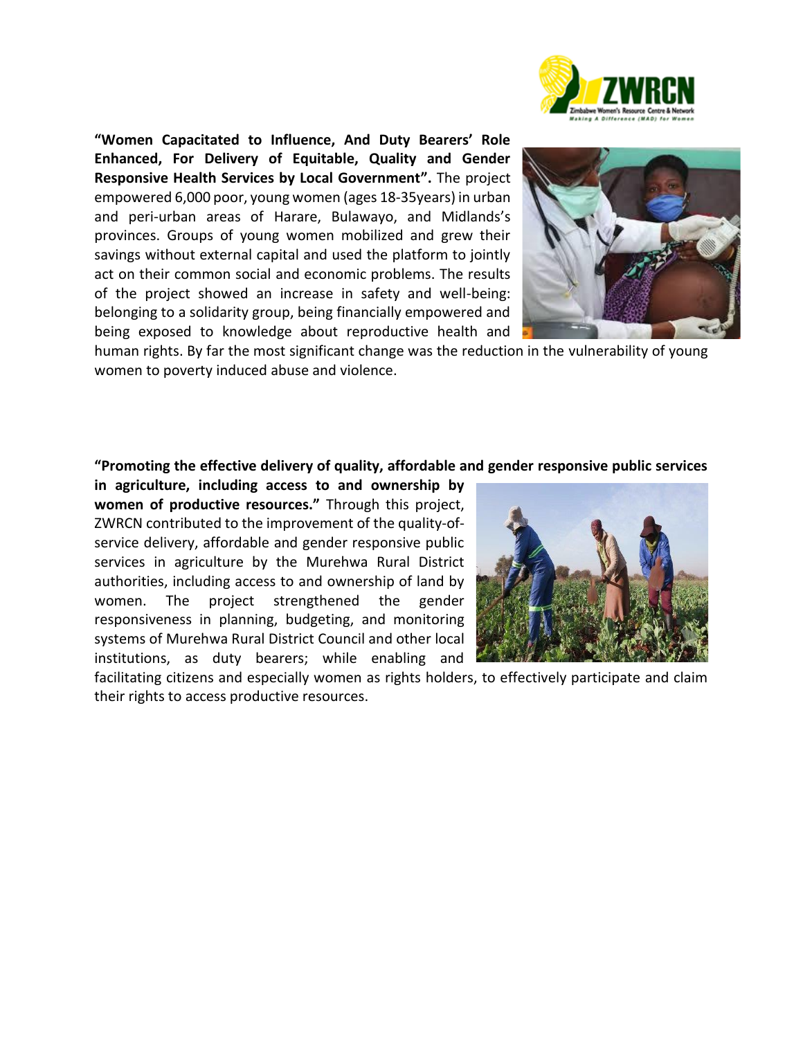**"Women Capacitated to Influence, And Duty Bearers' Role Enhanced, For Delivery of Equitable, Quality and Gender Responsive Health Services by Local Government".** The project empowered 6,000 poor, young women (ages 18-35years) in urban and peri-urban areas of Harare, Bulawayo, and Midlands's provinces. Groups of young women mobilized and grew their savings without external capital and used the platform to jointly act on their common social and economic problems. The results of the project showed an increase in safety and well-being: belonging to a solidarity group, being financially empowered and being exposed to knowledge about reproductive health and human rights. By far the most significant change was the reduction in the vulnerability of young women to poverty induced abuse and violence.

**"Promoting the effective delivery of quality, affordable and gender responsive public services in agriculture, including access to and ownership by women of productive resources."** Through this project, ZWRCN contributed to the improvement of the quality-of-service delivery, affordable and gender responsive public services in agriculture by the Murehwa Rural District authorities, including access to and ownership of land by women. The project strengthened the gender responsiveness in planning, budgeting, and monitoring systems of Murehwa Rural District Council and other local institutions, as duty bearers; while enabling and facilitating citizens and especially women as rights holders, to effectively participate and claim their rights to access productive resources.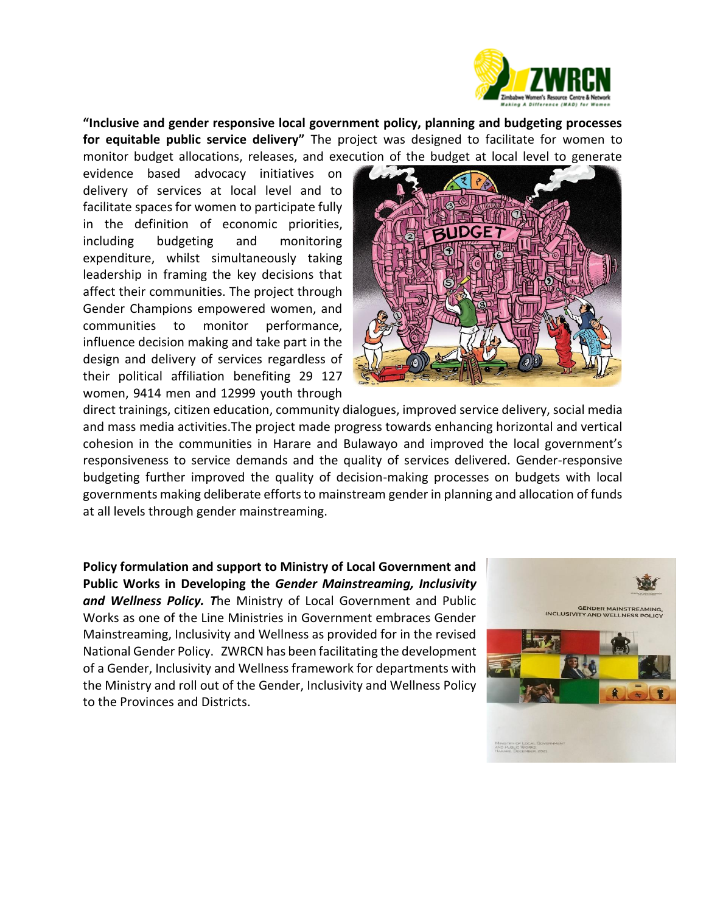**"Inclusive and gender responsive local government policy, planning and budgeting processes for equitable public service delivery"** The project was designed to facilitate for women to monitor budget allocations, releases, and execution of the budget at local level to generate evidence based advocacy initiatives on delivery of services at local level and to facilitate spaces for women to participate fully in the definition of economic priorities, including budgeting and monitoring expenditure, whilst simultaneously taking leadership in framing the key decisions that affect their communities. The project through Gender Champions empowered women, and communities to monitor performance, influence decision making and take part in the design and delivery of services regardless of their political affiliation benefiting 29 127 women, 9414 men and 12999 youth through direct trainings, citizen education, community dialogues, improved service delivery, social media and mass media activities.The project made progress towards enhancing horizontal and vertical cohesion in the communities in Harare and Bulawayo and improved the local government's responsiveness to service demands and the quality of services delivered. Gender-responsive budgeting further improved the quality of decision-making processes on budgets with local governments making deliberate efforts to mainstream gender in planning and allocation of funds at all levels through gender mainstreaming.

**Policy formulation and support to Ministry of Local Government and Public Works in Developing the *Gender Mainstreaming, Inclusivity and Wellness Policy.*** ***T***he Ministry of Local Government and Public Works as one of the Line Ministries in Government embraces Gender Mainstreaming, Inclusivity and Wellness as provided for in the revised National Gender Policy. ZWRCN has been facilitating the development of a Gender, Inclusivity and Wellness framework for departments with the Ministry and roll out of the Gender, Inclusivity and Wellness Policy to the Provinces and Districts.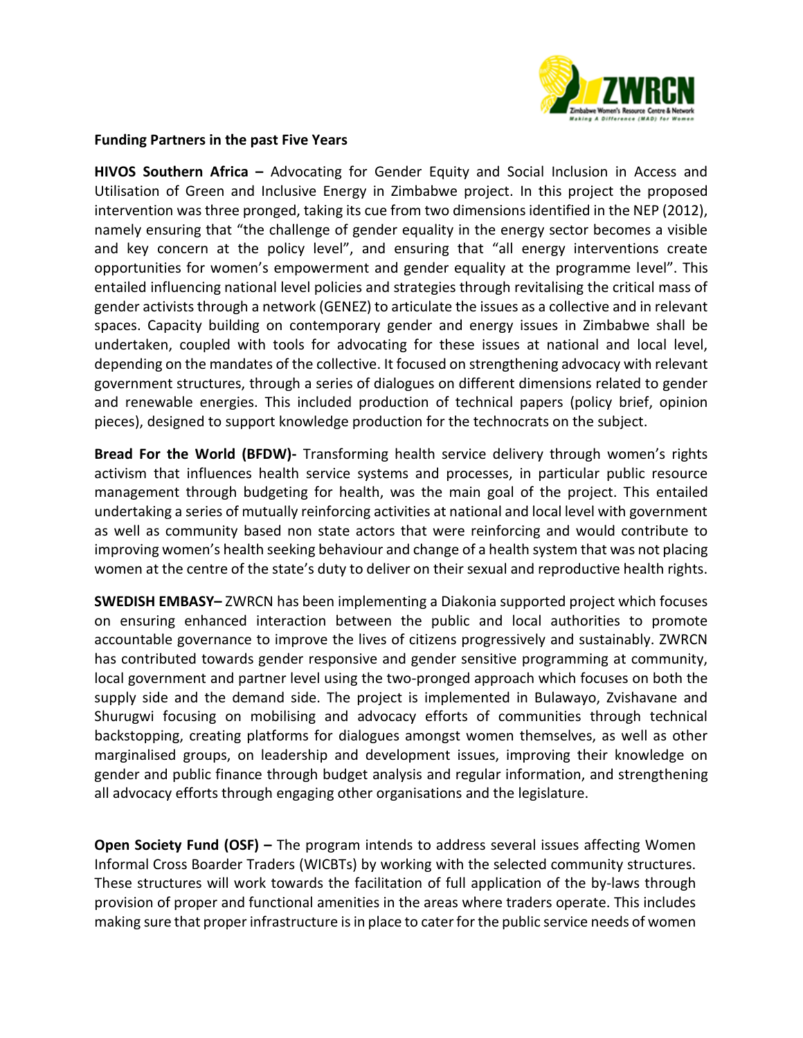**Funding Partners in the past Five Years**

**HIVOS Southern Africa –** Advocating for Gender Equity and Social Inclusion in Access and Utilisation of Green and Inclusive Energy in Zimbabwe project. In this project the proposed intervention was three pronged, taking its cue from two dimensions identified in the NEP (2012), namely ensuring that "the challenge of gender equality in the energy sector becomes a visible and key concern at the policy level", and ensuring that "all energy interventions create opportunities for women's empowerment and gender equality at the programme level". This entailed influencing national level policies and strategies through revitalising the critical mass of gender activists through a network (GENEZ) to articulate the issues as a collective and in relevant spaces. Capacity building on contemporary gender and energy issues in Zimbabwe shall be undertaken, coupled with tools for advocating for these issues at national and local level, depending on the mandates of the collective. It focused on strengthening advocacy with relevant government structures, through a series of dialogues on different dimensions related to gender and renewable energies. This included production of technical papers (policy brief, opinion pieces), designed to support knowledge production for the technocrats on the subject.

**Bread For the World (BFDW)-** Transforming health service delivery through women's rights activism that influences health service systems and processes, in particular public resource management through budgeting for health, was the main goal of the project. This entailed undertaking a series of mutually reinforcing activities at national and local level with government as well as community based non state actors that were reinforcing and would contribute to improving women's health seeking behaviour and change of a health system that was not placing women at the centre of the state's duty to deliver on their sexual and reproductive health rights.

**SWEDISH EMBASY–** ZWRCN has been implementing a Diakonia supported project which focuses on ensuring enhanced interaction between the public and local authorities to promote accountable governance to improve the lives of citizens progressively and sustainably. ZWRCN has contributed towards gender responsive and gender sensitive programming at community, local government and partner level using the two-pronged approach which focuses on both the supply side and the demand side. The project is implemented in Bulawayo, Zvishavane and Shurugwi focusing on mobilising and advocacy efforts of communities through technical backstopping, creating platforms for dialogues amongst women themselves, as well as other marginalised groups, on leadership and development issues, improving their knowledge on gender and public finance through budget analysis and regular information, and strengthening all advocacy efforts through engaging other organisations and the legislature.

**Open Society Fund (OSF) –** The program intends to address several issues affecting Women Informal Cross Boarder Traders (WICBTs) by working with the selected community structures. These structures will work towards the facilitation of full application of the by-laws through provision of proper and functional amenities in the areas where traders operate. This includes making sure that proper infrastructure is in place to cater for the public service needs of women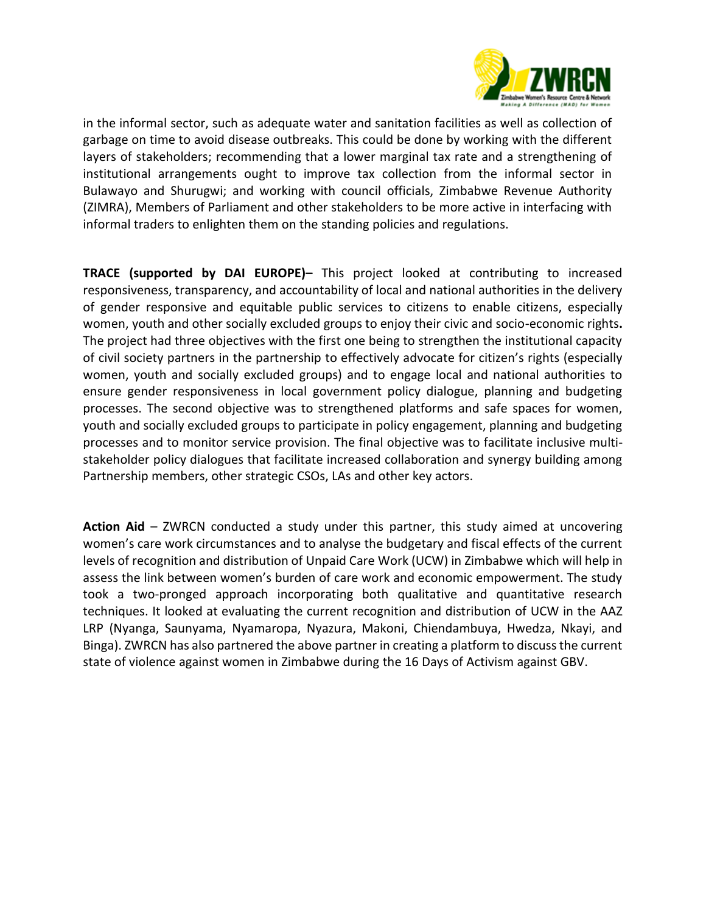in the informal sector, such as adequate water and sanitation facilities as well as collection of garbage on time to avoid disease outbreaks. This could be done by working with the different layers of stakeholders; recommending that a lower marginal tax rate and a strengthening of institutional arrangements ought to improve tax collection from the informal sector in Bulawayo and Shurugwi; and working with council officials, Zimbabwe Revenue Authority (ZIMRA), Members of Parliament and other stakeholders to be more active in interfacing with informal traders to enlighten them on the standing policies and regulations.

**TRACE (supported by DAI EUROPE)–** This project looked at contributing to increased responsiveness, transparency, and accountability of local and national authorities in the delivery of gender responsive and equitable public services to citizens to enable citizens, especially women, youth and other socially excluded groups to enjoy their civic and socio-economic rights**.** The project had three objectives with the first one being to strengthen the institutional capacity of civil society partners in the partnership to effectively advocate for citizen's rights (especially women, youth and socially excluded groups) and to engage local and national authorities to ensure gender responsiveness in local government policy dialogue, planning and budgeting processes. The second objective was to strengthened platforms and safe spaces for women, youth and socially excluded groups to participate in policy engagement, planning and budgeting processes and to monitor service provision. The final objective was to facilitate inclusive multi-stakeholder policy dialogues that facilitate increased collaboration and synergy building among Partnership members, other strategic CSOs, LAs and other key actors.

**Action Aid** – ZWRCN conducted a study under this partner, this study aimed at uncovering women's care work circumstances and to analyse the budgetary and fiscal effects of the current levels of recognition and distribution of Unpaid Care Work (UCW) in Zimbabwe which will help in assess the link between women's burden of care work and economic empowerment. The study took a two-pronged approach incorporating both qualitative and quantitative research techniques. It looked at evaluating the current recognition and distribution of UCW in the AAZ LRP (Nyanga, Saunyama, Nyamaropa, Nyazura, Makoni, Chiendambuya, Hwedza, Nkayi, and Binga). ZWRCN has also partnered the above partner in creating a platform to discuss the current state of violence against women in Zimbabwe during the 16 Days of Activism against GBV.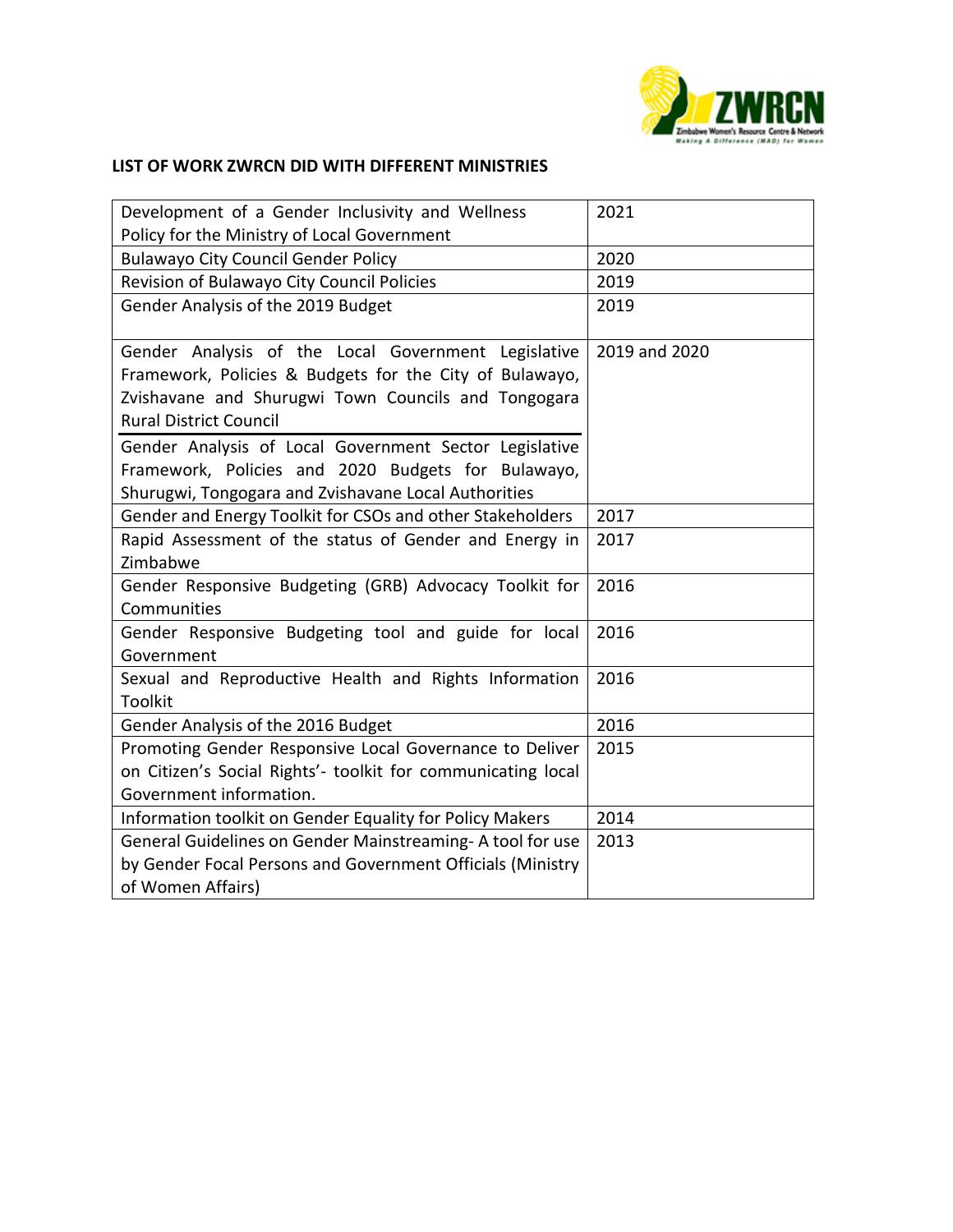**LIST OF WORK ZWRCN DID WITH DIFFERENT MINISTRIES**

| Work | Year |
|---|---|
| Development of a Gender Inclusivity and Wellness Policy for the Ministry of Local Government | 2021 |
| Bulawayo City Council Gender Policy | 2020 |
| Revision of Bulawayo City Council Policies | 2019 |
| Gender Analysis of the 2019 Budget | 2019 |
| Gender Analysis of the Local Government Legislative Framework, Policies & Budgets for the City of Bulawayo, Zvishavane and Shurugwi Town Councils and Tongogara Rural District Council<br>Gender Analysis of Local Government Sector Legislative Framework, Policies and 2020 Budgets for Bulawayo, Shurugwi, Tongogara and Zvishavane Local Authorities | 2019 and 2020 |
| Gender and Energy Toolkit for CSOs and other Stakeholders | 2017 |
| Rapid Assessment of the status of Gender and Energy in Zimbabwe | 2017 |
| Gender Responsive Budgeting (GRB) Advocacy Toolkit for Communities | 2016 |
| Gender Responsive Budgeting tool and guide for local Government | 2016 |
| Sexual and Reproductive Health and Rights Information Toolkit | 2016 |
| Gender Analysis of the 2016 Budget | 2016 |
| Promoting Gender Responsive Local Governance to Deliver on Citizen's Social Rights'- toolkit for communicating local Government information. | 2015 |
| Information toolkit on Gender Equality for Policy Makers | 2014 |
| General Guidelines on Gender Mainstreaming- A tool for use by Gender Focal Persons and Government Officials (Ministry of Women Affairs) | 2013 |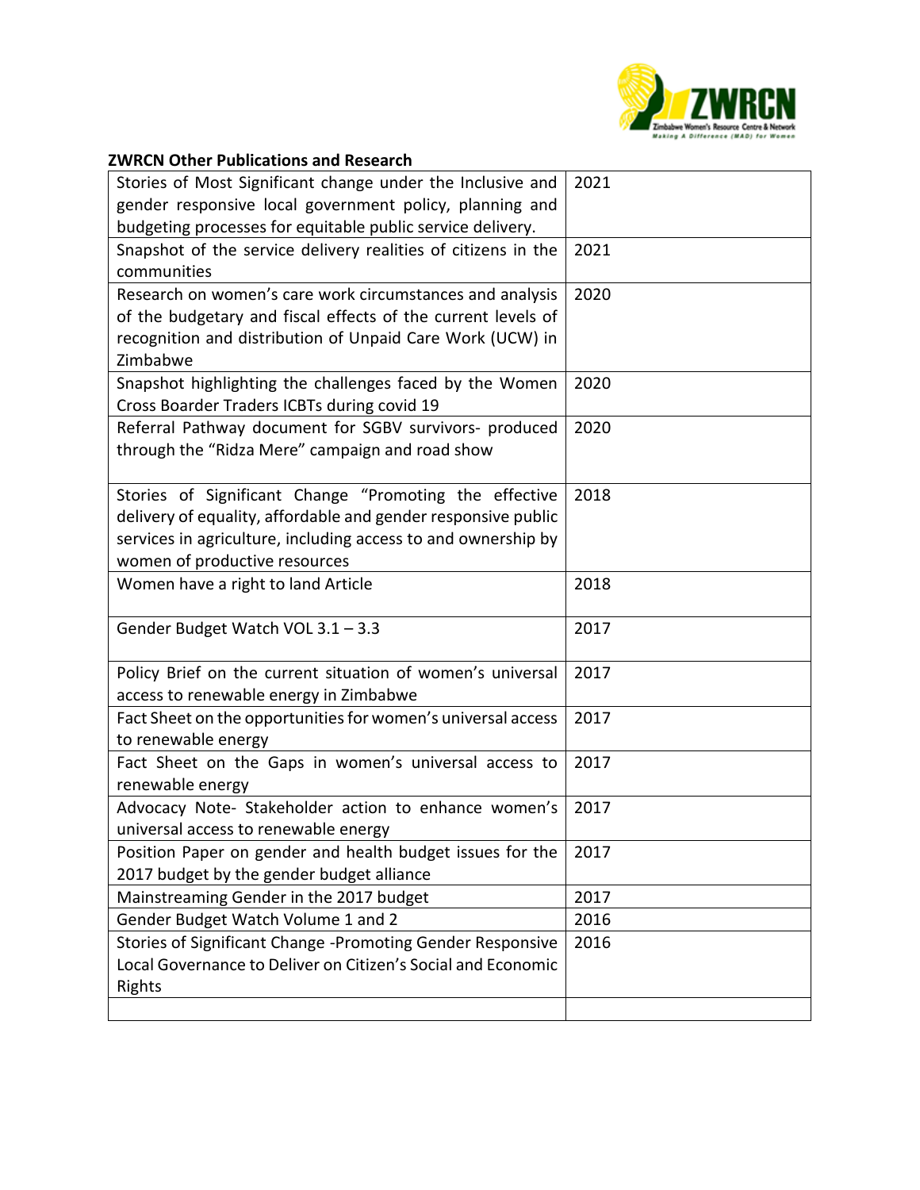**ZWRCN Other Publications and Research**

| | |
|---|---|
| Stories of Most Significant change under the Inclusive and gender responsive local government policy, planning and budgeting processes for equitable public service delivery. | 2021 |
| Snapshot of the service delivery realities of citizens in the communities | 2021 |
| Research on women's care work circumstances and analysis of the budgetary and fiscal effects of the current levels of recognition and distribution of Unpaid Care Work (UCW) in Zimbabwe | 2020 |
| Snapshot highlighting the challenges faced by the Women Cross Boarder Traders ICBTs during covid 19 | 2020 |
| Referral Pathway document for SGBV survivors- produced through the "Ridza Mere" campaign and road show | 2020 |
| Stories of Significant Change "Promoting the effective delivery of equality, affordable and gender responsive public services in agriculture, including access to and ownership by women of productive resources | 2018 |
| Women have a right to land Article | 2018 |
| Gender Budget Watch VOL 3.1 – 3.3 | 2017 |
| Policy Brief on the current situation of women's universal access to renewable energy in Zimbabwe | 2017 |
| Fact Sheet on the opportunities for women's universal access to renewable energy | 2017 |
| Fact Sheet on the Gaps in women's universal access to renewable energy | 2017 |
| Advocacy Note- Stakeholder action to enhance women's universal access to renewable energy | 2017 |
| Position Paper on gender and health budget issues for the 2017 budget by the gender budget alliance | 2017 |
| Mainstreaming Gender in the 2017 budget | 2017 |
| Gender Budget Watch Volume 1 and 2 | 2016 |
| Stories of Significant Change -Promoting Gender Responsive Local Governance to Deliver on Citizen's Social and Economic Rights | 2016 |
| | |